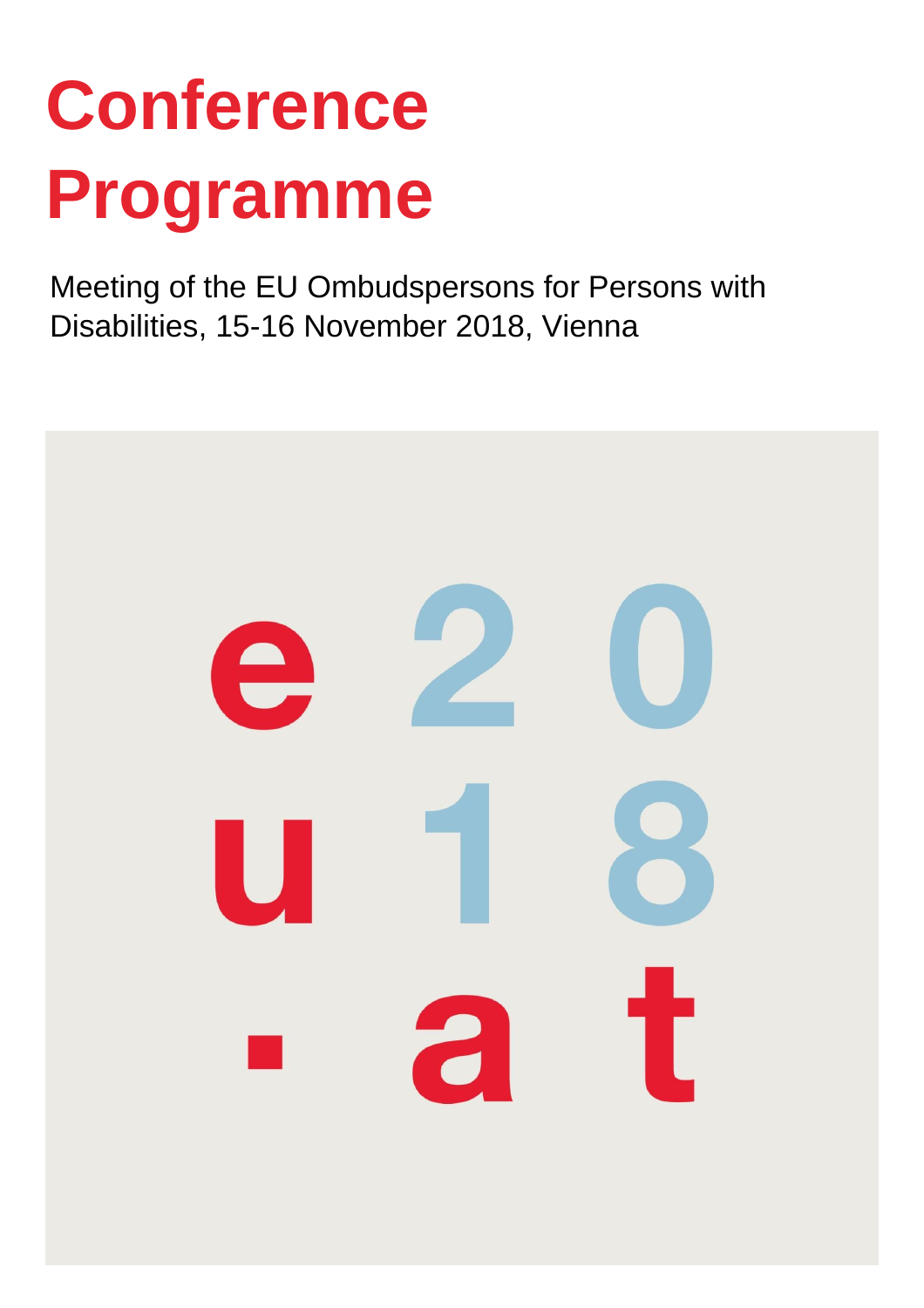# Conference Programme

Meeting of the EU Ombudspersons for Persons with Disabilities, 15-16 November 2018, Vienna

e 2 0
u 1 8
· a t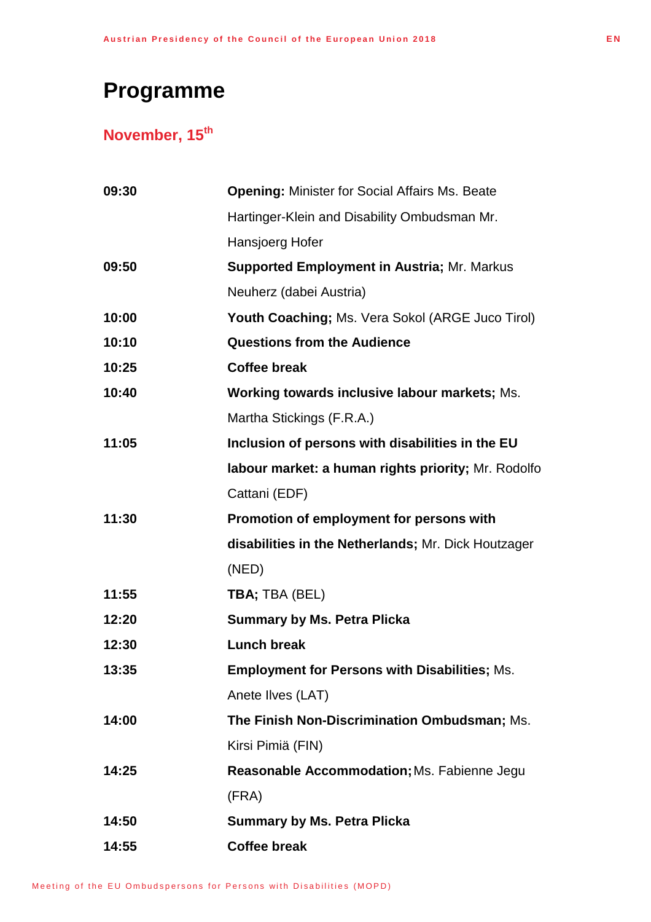# Programme

## November, 15th

| | |
|---|---|
| **09:30** | **Opening:** Minister for Social Affairs Ms. Beate Hartinger-Klein and Disability Ombudsman Mr. Hansjoerg Hofer |
| **09:50** | **Supported Employment in Austria;** Mr. Markus Neuherz (dabei Austria) |
| **10:00** | **Youth Coaching;** Ms. Vera Sokol (ARGE Juco Tirol) |
| **10:10** | **Questions from the Audience** |
| **10:25** | **Coffee break** |
| **10:40** | **Working towards inclusive labour markets;** Ms. Martha Stickings (F.R.A.) |
| **11:05** | **Inclusion of persons with disabilities in the EU labour market: a human rights priority;** Mr. Rodolfo Cattani (EDF) |
| **11:30** | **Promotion of employment for persons with disabilities in the Netherlands;** Mr. Dick Houtzager (NED) |
| **11:55** | **TBA;** TBA (BEL) |
| **12:20** | **Summary by Ms. Petra Plicka** |
| **12:30** | **Lunch break** |
| **13:35** | **Employment for Persons with Disabilities;** Ms. Anete Ilves (LAT) |
| **14:00** | **The Finish Non-Discrimination Ombudsman;** Ms. Kirsi Pimiä (FIN) |
| **14:25** | **Reasonable Accommodation;** Ms. Fabienne Jegu (FRA) |
| **14:50** | **Summary by Ms. Petra Plicka** |
| **14:55** | **Coffee break** |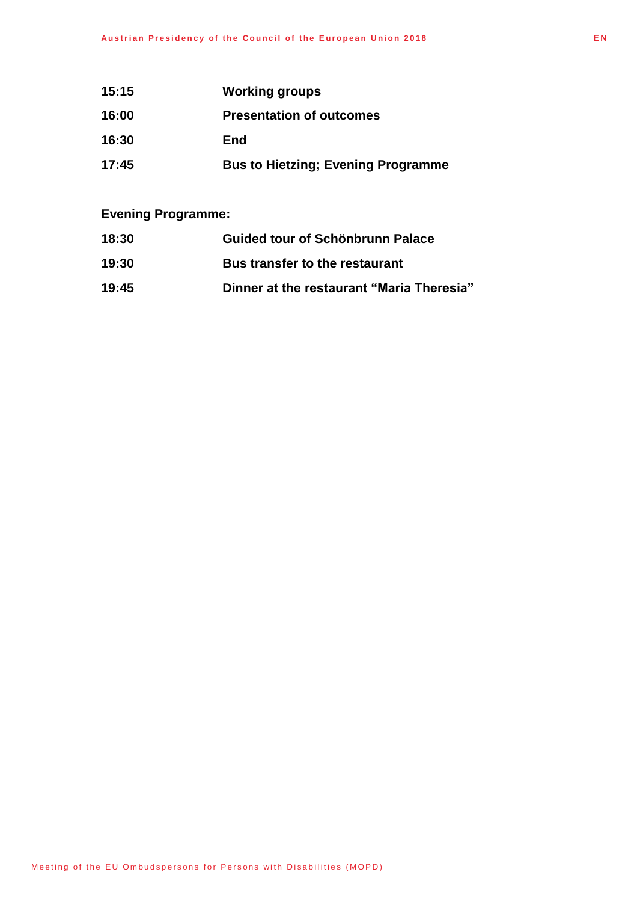| | |
|---|---|
| **15:15** | **Working groups** |
| **16:00** | **Presentation of outcomes** |
| **16:30** | **End** |
| **17:45** | **Bus to Hietzing; Evening Programme** |

**Evening Programme:**

| | |
|---|---|
| **18:30** | **Guided tour of Schönbrunn Palace** |
| **19:30** | **Bus transfer to the restaurant** |
| **19:45** | **Dinner at the restaurant “Maria Theresia”** |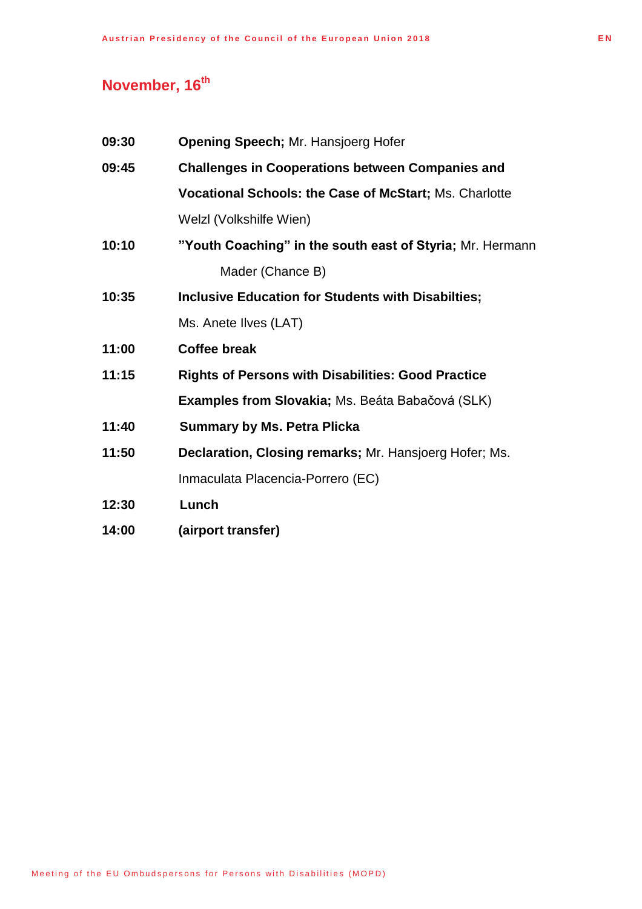## November, 16th

| | |
|---|---|
| **09:30** | **Opening Speech;** Mr. Hansjoerg Hofer |
| **09:45** | **Challenges in Cooperations between Companies and Vocational Schools: the Case of McStart;** Ms. Charlotte Welzl (Volkshilfe Wien) |
| **10:10** | **"Youth Coaching" in the south east of Styria;** Mr. Hermann Mader (Chance B) |
| **10:35** | **Inclusive Education for Students with Disabilties;** Ms. Anete Ilves (LAT) |
| **11:00** | **Coffee break** |
| **11:15** | **Rights of Persons with Disabilities: Good Practice Examples from Slovakia;** Ms. Beáta Babačová (SLK) |
| **11:40** | **Summary by Ms. Petra Plicka** |
| **11:50** | **Declaration, Closing remarks;** Mr. Hansjoerg Hofer; Ms. Inmaculata Placencia-Porrero (EC) |
| **12:30** | **Lunch** |
| **14:00** | **(airport transfer)** |